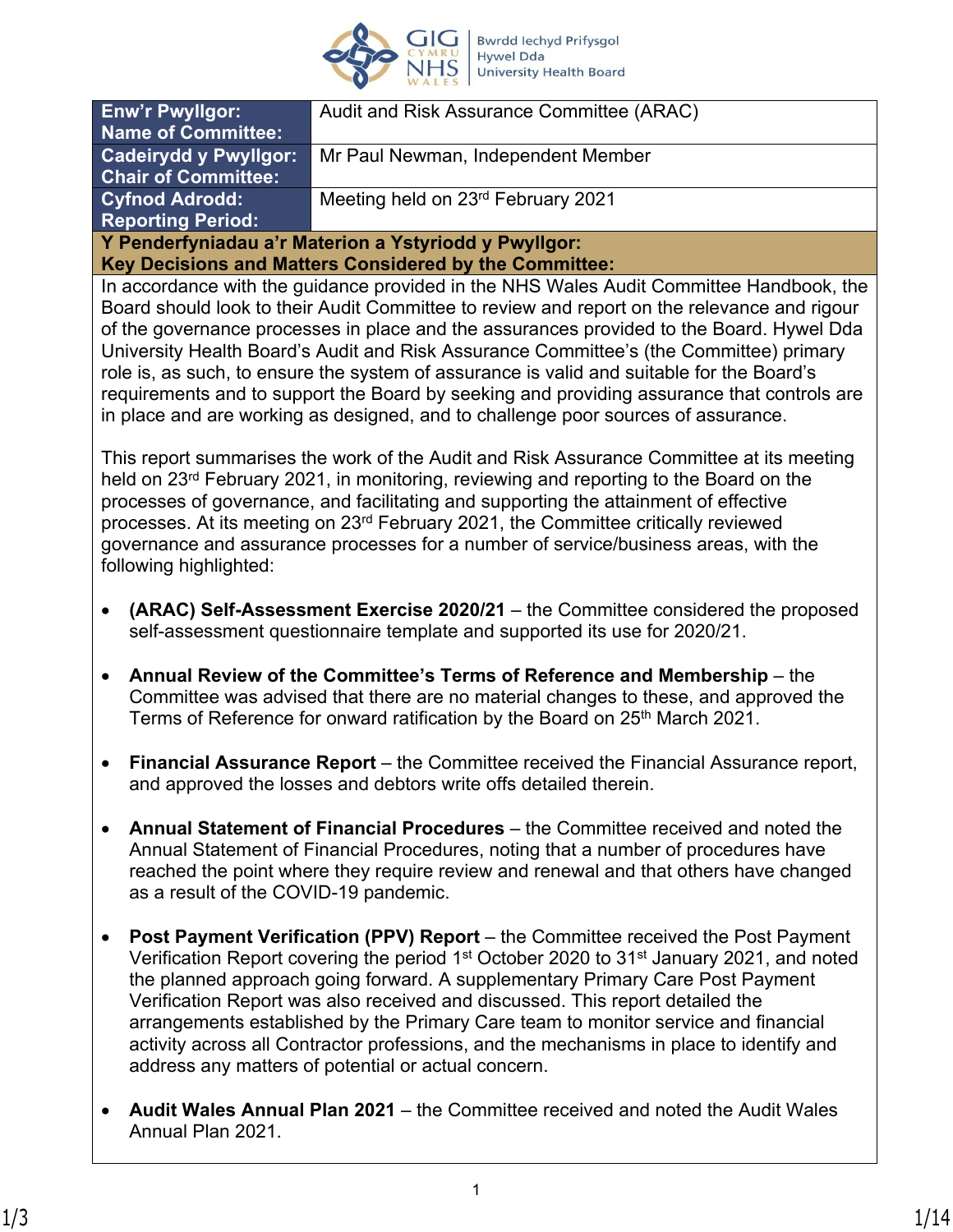| Enw'r Pwyllgor: Name of Committee: | Audit and Risk Assurance Committee (ARAC) |
|---|---|
| Cadeirydd y Pwyllgor: Chair of Committee: | Mr Paul Newman, Independent Member |
| Cyfnod Adrodd: Reporting Period: | Meeting held on 23rd February 2021 |

**Y Penderfyniadau a'r Materion a Ystyriodd y Pwyllgor:**
**Key Decisions and Matters Considered by the Committee:**

In accordance with the guidance provided in the NHS Wales Audit Committee Handbook, the Board should look to their Audit Committee to review and report on the relevance and rigour of the governance processes in place and the assurances provided to the Board. Hywel Dda University Health Board's Audit and Risk Assurance Committee's (the Committee) primary role is, as such, to ensure the system of assurance is valid and suitable for the Board's requirements and to support the Board by seeking and providing assurance that controls are in place and are working as designed, and to challenge poor sources of assurance.

This report summarises the work of the Audit and Risk Assurance Committee at its meeting held on 23rd February 2021, in monitoring, reviewing and reporting to the Board on the processes of governance, and facilitating and supporting the attainment of effective processes. At its meeting on 23rd February 2021, the Committee critically reviewed governance and assurance processes for a number of service/business areas, with the following highlighted:

- **(ARAC) Self-Assessment Exercise 2020/21** – the Committee considered the proposed self-assessment questionnaire template and supported its use for 2020/21.

- **Annual Review of the Committee's Terms of Reference and Membership** – the Committee was advised that there are no material changes to these, and approved the Terms of Reference for onward ratification by the Board on 25th March 2021.

- **Financial Assurance Report** – the Committee received the Financial Assurance report, and approved the losses and debtors write offs detailed therein.

- **Annual Statement of Financial Procedures** – the Committee received and noted the Annual Statement of Financial Procedures, noting that a number of procedures have reached the point where they require review and renewal and that others have changed as a result of the COVID-19 pandemic.

- **Post Payment Verification (PPV) Report** – the Committee received the Post Payment Verification Report covering the period 1st October 2020 to 31st January 2021, and noted the planned approach going forward. A supplementary Primary Care Post Payment Verification Report was also received and discussed. This report detailed the arrangements established by the Primary Care team to monitor service and financial activity across all Contractor professions, and the mechanisms in place to identify and address any matters of potential or actual concern.

- **Audit Wales Annual Plan 2021** – the Committee received and noted the Audit Wales Annual Plan 2021.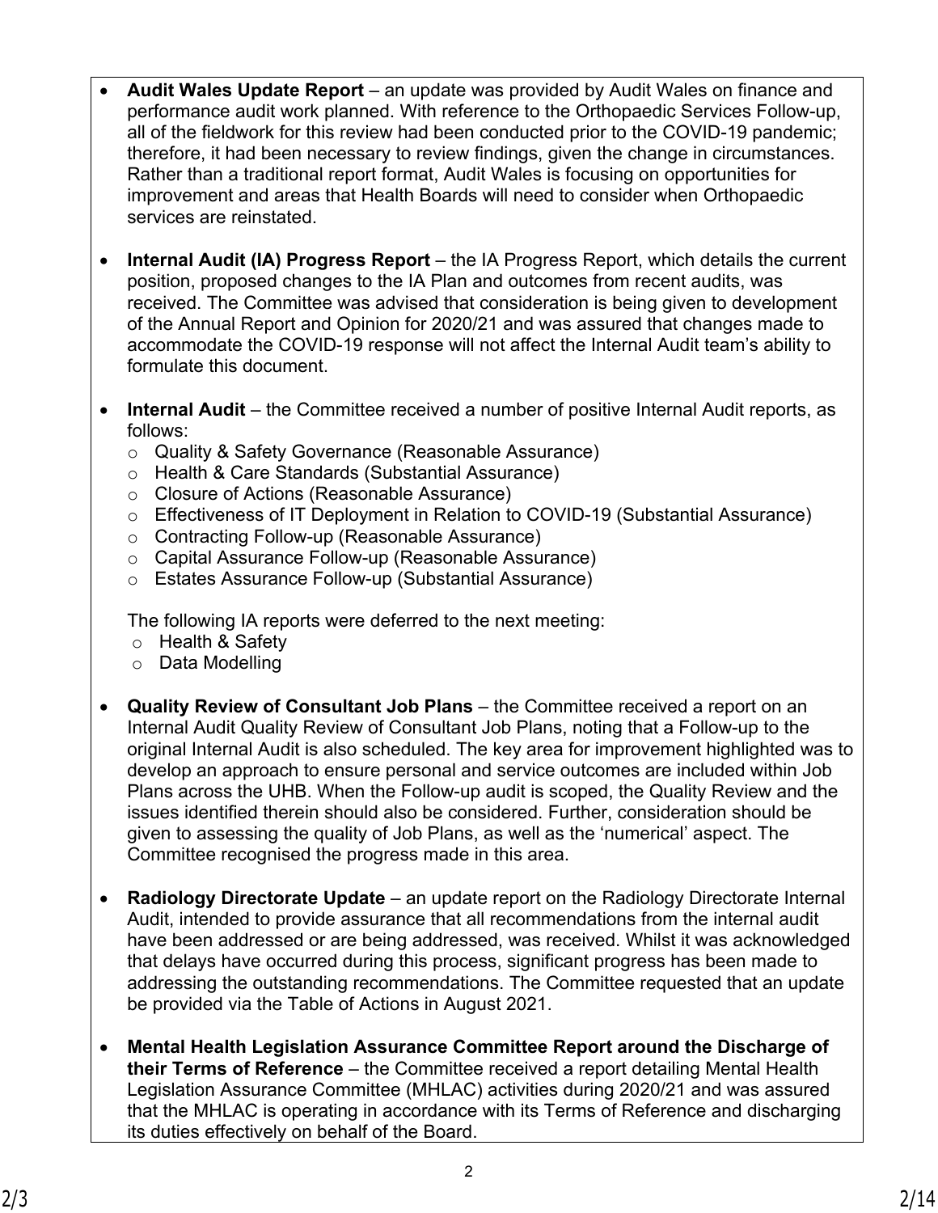- **Audit Wales Update Report** – an update was provided by Audit Wales on finance and performance audit work planned. With reference to the Orthopaedic Services Follow-up, all of the fieldwork for this review had been conducted prior to the COVID-19 pandemic; therefore, it had been necessary to review findings, given the change in circumstances. Rather than a traditional report format, Audit Wales is focusing on opportunities for improvement and areas that Health Boards will need to consider when Orthopaedic services are reinstated.

- **Internal Audit (IA) Progress Report** – the IA Progress Report, which details the current position, proposed changes to the IA Plan and outcomes from recent audits, was received. The Committee was advised that consideration is being given to development of the Annual Report and Opinion for 2020/21 and was assured that changes made to accommodate the COVID-19 response will not affect the Internal Audit team's ability to formulate this document.

- **Internal Audit** – the Committee received a number of positive Internal Audit reports, as follows:
  - Quality & Safety Governance (Reasonable Assurance)
  - Health & Care Standards (Substantial Assurance)
  - Closure of Actions (Reasonable Assurance)
  - Effectiveness of IT Deployment in Relation to COVID-19 (Substantial Assurance)
  - Contracting Follow-up (Reasonable Assurance)
  - Capital Assurance Follow-up (Reasonable Assurance)
  - Estates Assurance Follow-up (Substantial Assurance)

  The following IA reports were deferred to the next meeting:
  - Health & Safety
  - Data Modelling

- **Quality Review of Consultant Job Plans** – the Committee received a report on an Internal Audit Quality Review of Consultant Job Plans, noting that a Follow-up to the original Internal Audit is also scheduled. The key area for improvement highlighted was to develop an approach to ensure personal and service outcomes are included within Job Plans across the UHB. When the Follow-up audit is scoped, the Quality Review and the issues identified therein should also be considered. Further, consideration should be given to assessing the quality of Job Plans, as well as the 'numerical' aspect. The Committee recognised the progress made in this area.

- **Radiology Directorate Update** – an update report on the Radiology Directorate Internal Audit, intended to provide assurance that all recommendations from the internal audit have been addressed or are being addressed, was received. Whilst it was acknowledged that delays have occurred during this process, significant progress has been made to addressing the outstanding recommendations. The Committee requested that an update be provided via the Table of Actions in August 2021.

- **Mental Health Legislation Assurance Committee Report around the Discharge of their Terms of Reference** – the Committee received a report detailing Mental Health Legislation Assurance Committee (MHLAC) activities during 2020/21 and was assured that the MHLAC is operating in accordance with its Terms of Reference and discharging its duties effectively on behalf of the Board.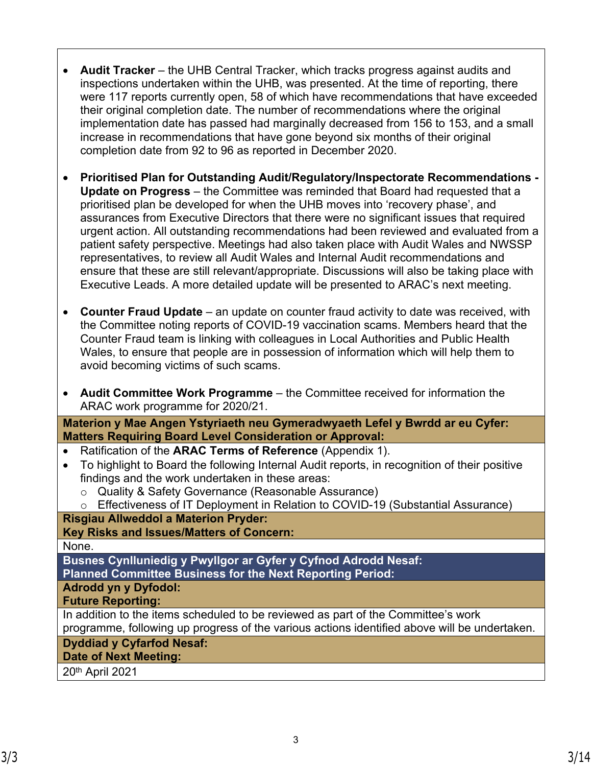- **Audit Tracker** – the UHB Central Tracker, which tracks progress against audits and inspections undertaken within the UHB, was presented. At the time of reporting, there were 117 reports currently open, 58 of which have recommendations that have exceeded their original completion date. The number of recommendations where the original implementation date has passed had marginally decreased from 156 to 153, and a small increase in recommendations that have gone beyond six months of their original completion date from 92 to 96 as reported in December 2020.

- **Prioritised Plan for Outstanding Audit/Regulatory/Inspectorate Recommendations - Update on Progress** – the Committee was reminded that Board had requested that a prioritised plan be developed for when the UHB moves into 'recovery phase', and assurances from Executive Directors that there were no significant issues that required urgent action. All outstanding recommendations had been reviewed and evaluated from a patient safety perspective. Meetings had also taken place with Audit Wales and NWSSP representatives, to review all Audit Wales and Internal Audit recommendations and ensure that these are still relevant/appropriate. Discussions will also be taking place with Executive Leads. A more detailed update will be presented to ARAC's next meeting.

- **Counter Fraud Update** – an update on counter fraud activity to date was received, with the Committee noting reports of COVID-19 vaccination scams. Members heard that the Counter Fraud team is linking with colleagues in Local Authorities and Public Health Wales, to ensure that people are in possession of information which will help them to avoid becoming victims of such scams.

- **Audit Committee Work Programme** – the Committee received for information the ARAC work programme for 2020/21.

**Materion y Mae Angen Ystyriaeth neu Gymeradwyaeth Lefel y Bwrdd ar eu Cyfer:**
**Matters Requiring Board Level Consideration or Approval:**

- Ratification of the **ARAC Terms of Reference** (Appendix 1).
- To highlight to Board the following Internal Audit reports, in recognition of their positive findings and the work undertaken in these areas:
  - Quality & Safety Governance (Reasonable Assurance)
  - Effectiveness of IT Deployment in Relation to COVID-19 (Substantial Assurance)

**Risgiau Allweddol a Materion Pryder:**
**Key Risks and Issues/Matters of Concern:**

None.

**Busnes Cynlluniedig y Pwyllgor ar Gyfer y Cyfnod Adrodd Nesaf:**
**Planned Committee Business for the Next Reporting Period:**

**Adrodd yn y Dyfodol:**
**Future Reporting:**

In addition to the items scheduled to be reviewed as part of the Committee's work programme, following up progress of the various actions identified above will be undertaken.

**Dyddiad y Cyfarfod Nesaf:**
**Date of Next Meeting:**

20th April 2021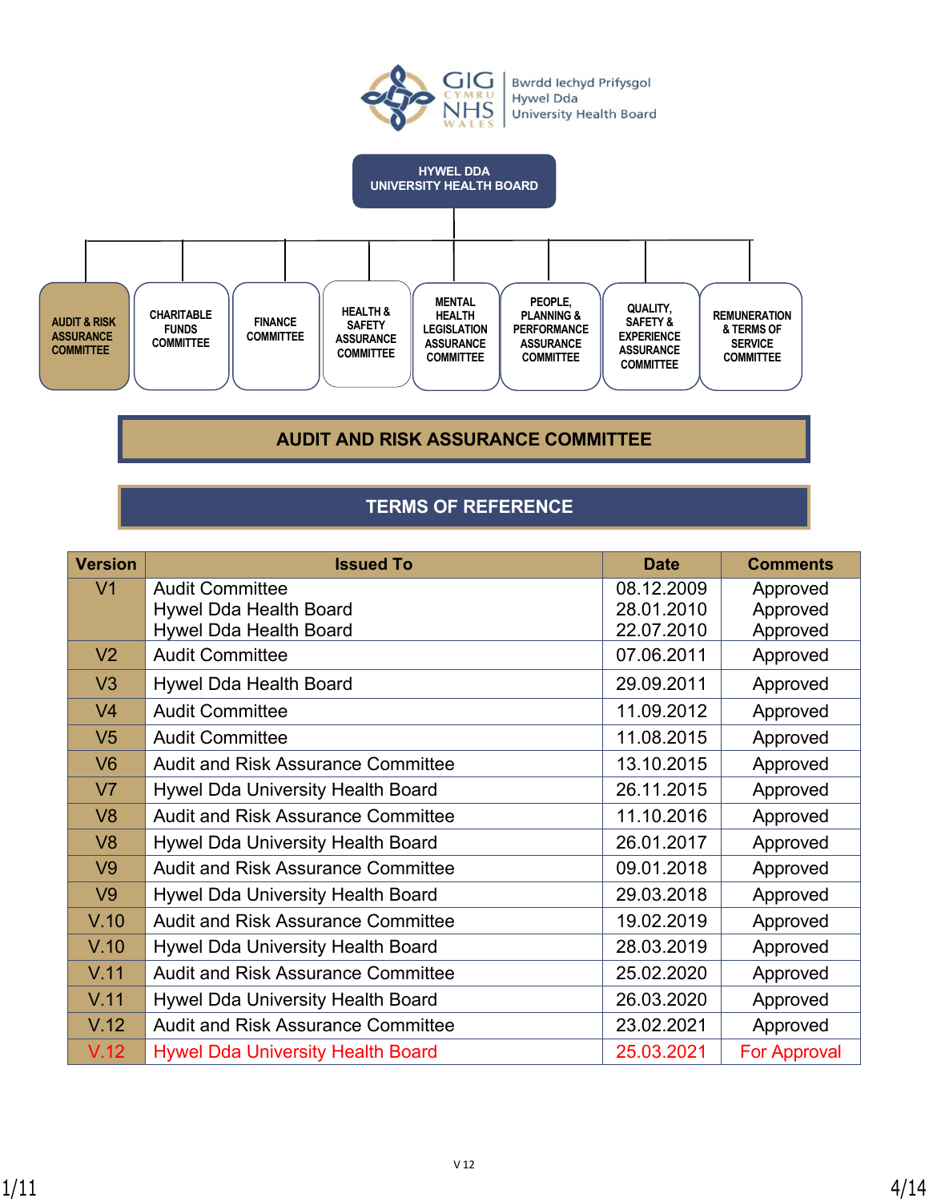Bwrdd Iechyd Prifysgol Hywel Dda University Health Board

HYWEL DDA UNIVERSITY HEALTH BOARD

AUDIT & RISK ASSURANCE COMMITTEE | CHARITABLE FUNDS COMMITTEE | FINANCE COMMITTEE | HEALTH & SAFETY ASSURANCE COMMITTEE | MENTAL HEALTH LEGISLATION ASSURANCE COMMITTEE | PEOPLE, PLANNING & PERFORMANCE ASSURANCE COMMITTEE | QUALITY, SAFETY & EXPERIENCE ASSURANCE COMMITTEE | REMUNERATION & TERMS OF SERVICE COMMITTEE

# AUDIT AND RISK ASSURANCE COMMITTEE

## TERMS OF REFERENCE

| Version | Issued To | Date | Comments |
|---|---|---|---|
| V1 | Audit Committee<br>Hywel Dda Health Board<br>Hywel Dda Health Board | 08.12.2009<br>28.01.2010<br>22.07.2010 | Approved<br>Approved<br>Approved |
| V2 | Audit Committee | 07.06.2011 | Approved |
| V3 | Hywel Dda Health Board | 29.09.2011 | Approved |
| V4 | Audit Committee | 11.09.2012 | Approved |
| V5 | Audit Committee | 11.08.2015 | Approved |
| V6 | Audit and Risk Assurance Committee | 13.10.2015 | Approved |
| V7 | Hywel Dda University Health Board | 26.11.2015 | Approved |
| V8 | Audit and Risk Assurance Committee | 11.10.2016 | Approved |
| V8 | Hywel Dda University Health Board | 26.01.2017 | Approved |
| V9 | Audit and Risk Assurance Committee | 09.01.2018 | Approved |
| V9 | Hywel Dda University Health Board | 29.03.2018 | Approved |
| V.10 | Audit and Risk Assurance Committee | 19.02.2019 | Approved |
| V.10 | Hywel Dda University Health Board | 28.03.2019 | Approved |
| V.11 | Audit and Risk Assurance Committee | 25.02.2020 | Approved |
| V.11 | Hywel Dda University Health Board | 26.03.2020 | Approved |
| V.12 | Audit and Risk Assurance Committee | 23.02.2021 | Approved |
| V.12 | Hywel Dda University Health Board | 25.03.2021 | For Approval |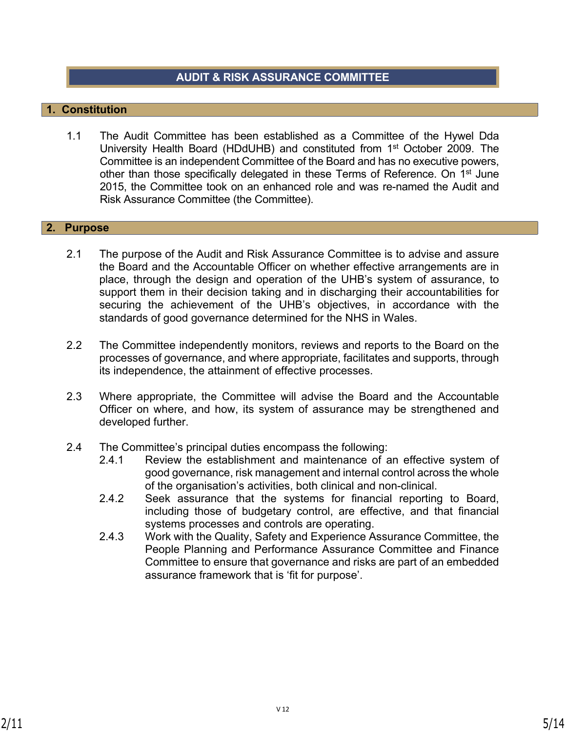# AUDIT & RISK ASSURANCE COMMITTEE

## 1. Constitution

1.1 The Audit Committee has been established as a Committee of the Hywel Dda University Health Board (HDdUHB) and constituted from 1st October 2009. The Committee is an independent Committee of the Board and has no executive powers, other than those specifically delegated in these Terms of Reference. On 1st June 2015, the Committee took on an enhanced role and was re-named the Audit and Risk Assurance Committee (the Committee).

## 2. Purpose

2.1 The purpose of the Audit and Risk Assurance Committee is to advise and assure the Board and the Accountable Officer on whether effective arrangements are in place, through the design and operation of the UHB's system of assurance, to support them in their decision taking and in discharging their accountabilities for securing the achievement of the UHB's objectives, in accordance with the standards of good governance determined for the NHS in Wales.

2.2 The Committee independently monitors, reviews and reports to the Board on the processes of governance, and where appropriate, facilitates and supports, through its independence, the attainment of effective processes.

2.3 Where appropriate, the Committee will advise the Board and the Accountable Officer on where, and how, its system of assurance may be strengthened and developed further.

2.4 The Committee's principal duties encompass the following:

- 2.4.1 Review the establishment and maintenance of an effective system of good governance, risk management and internal control across the whole of the organisation's activities, both clinical and non-clinical.
- 2.4.2 Seek assurance that the systems for financial reporting to Board, including those of budgetary control, are effective, and that financial systems processes and controls are operating.
- 2.4.3 Work with the Quality, Safety and Experience Assurance Committee, the People Planning and Performance Assurance Committee and Finance Committee to ensure that governance and risks are part of an embedded assurance framework that is 'fit for purpose'.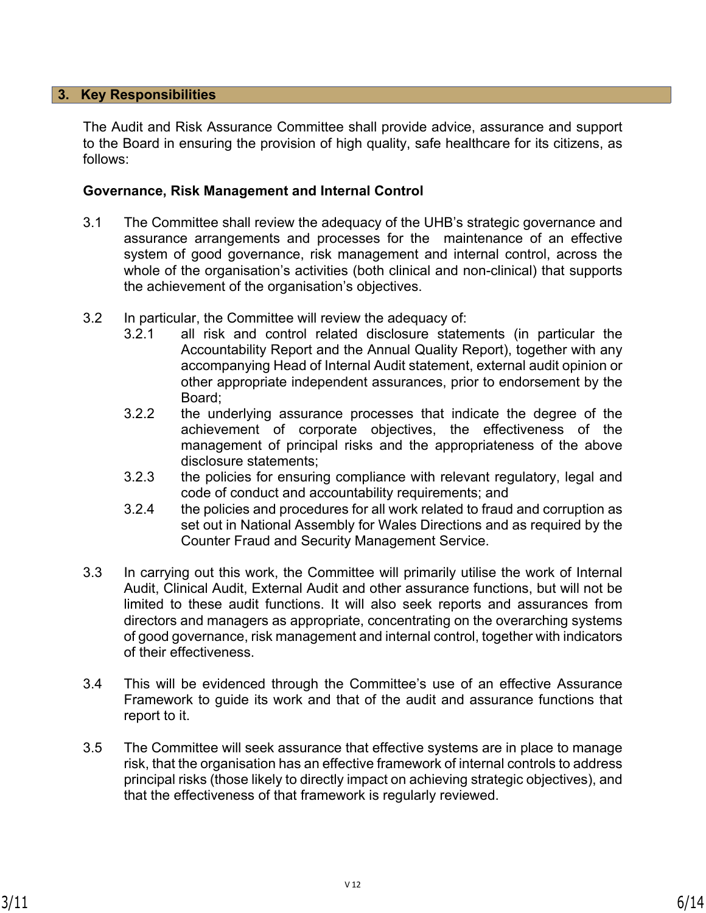## 3. Key Responsibilities

The Audit and Risk Assurance Committee shall provide advice, assurance and support to the Board in ensuring the provision of high quality, safe healthcare for its citizens, as follows:

**Governance, Risk Management and Internal Control**

3.1 The Committee shall review the adequacy of the UHB's strategic governance and assurance arrangements and processes for the maintenance of an effective system of good governance, risk management and internal control, across the whole of the organisation's activities (both clinical and non-clinical) that supports the achievement of the organisation's objectives.

3.2 In particular, the Committee will review the adequacy of:

- 3.2.1 all risk and control related disclosure statements (in particular the Accountability Report and the Annual Quality Report), together with any accompanying Head of Internal Audit statement, external audit opinion or other appropriate independent assurances, prior to endorsement by the Board;
- 3.2.2 the underlying assurance processes that indicate the degree of the achievement of corporate objectives, the effectiveness of the management of principal risks and the appropriateness of the above disclosure statements;
- 3.2.3 the policies for ensuring compliance with relevant regulatory, legal and code of conduct and accountability requirements; and
- 3.2.4 the policies and procedures for all work related to fraud and corruption as set out in National Assembly for Wales Directions and as required by the Counter Fraud and Security Management Service.

3.3 In carrying out this work, the Committee will primarily utilise the work of Internal Audit, Clinical Audit, External Audit and other assurance functions, but will not be limited to these audit functions. It will also seek reports and assurances from directors and managers as appropriate, concentrating on the overarching systems of good governance, risk management and internal control, together with indicators of their effectiveness.

3.4 This will be evidenced through the Committee's use of an effective Assurance Framework to guide its work and that of the audit and assurance functions that report to it.

3.5 The Committee will seek assurance that effective systems are in place to manage risk, that the organisation has an effective framework of internal controls to address principal risks (those likely to directly impact on achieving strategic objectives), and that the effectiveness of that framework is regularly reviewed.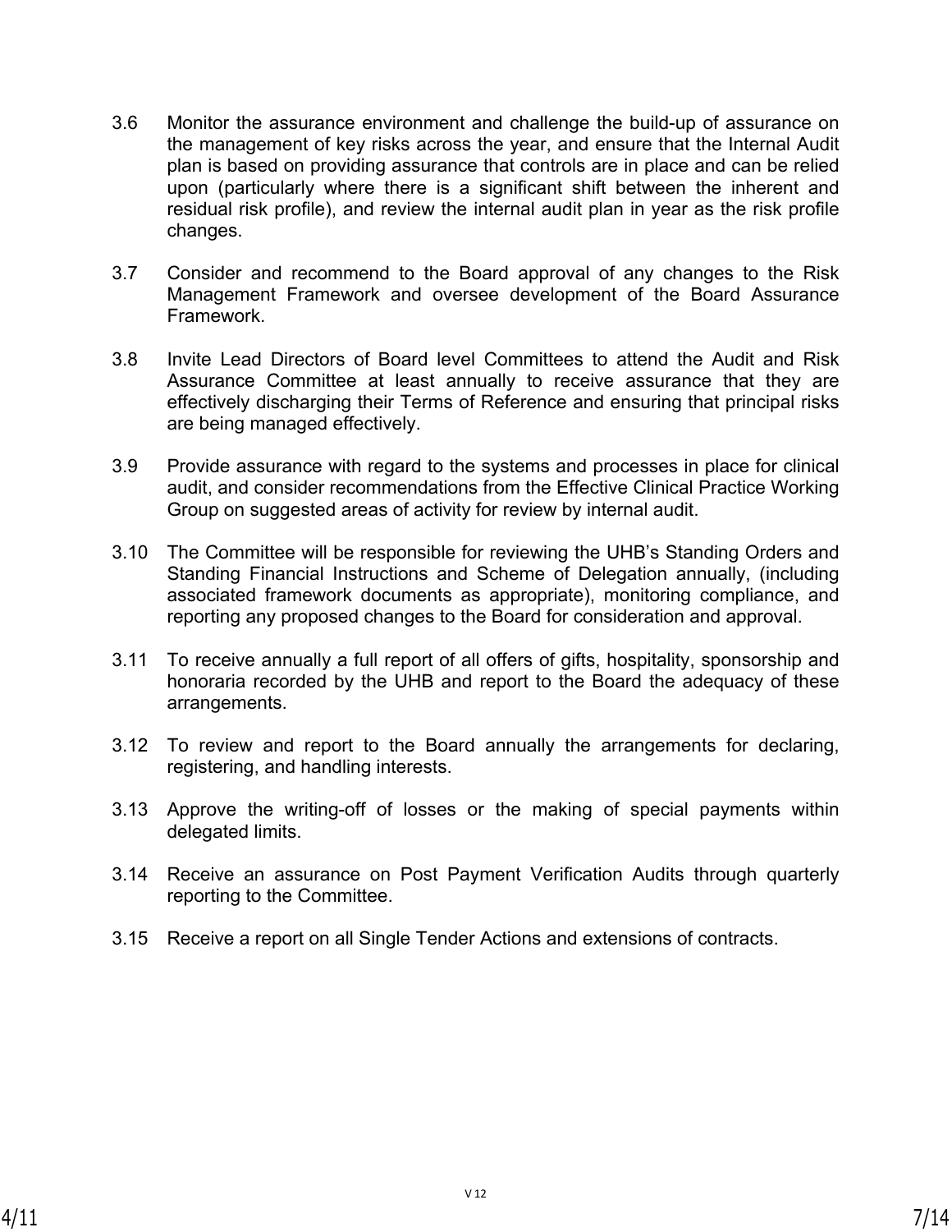3.6 Monitor the assurance environment and challenge the build-up of assurance on the management of key risks across the year, and ensure that the Internal Audit plan is based on providing assurance that controls are in place and can be relied upon (particularly where there is a significant shift between the inherent and residual risk profile), and review the internal audit plan in year as the risk profile changes.

3.7 Consider and recommend to the Board approval of any changes to the Risk Management Framework and oversee development of the Board Assurance Framework.

3.8 Invite Lead Directors of Board level Committees to attend the Audit and Risk Assurance Committee at least annually to receive assurance that they are effectively discharging their Terms of Reference and ensuring that principal risks are being managed effectively.

3.9 Provide assurance with regard to the systems and processes in place for clinical audit, and consider recommendations from the Effective Clinical Practice Working Group on suggested areas of activity for review by internal audit.

3.10 The Committee will be responsible for reviewing the UHB's Standing Orders and Standing Financial Instructions and Scheme of Delegation annually, (including associated framework documents as appropriate), monitoring compliance, and reporting any proposed changes to the Board for consideration and approval.

3.11 To receive annually a full report of all offers of gifts, hospitality, sponsorship and honoraria recorded by the UHB and report to the Board the adequacy of these arrangements.

3.12 To review and report to the Board annually the arrangements for declaring, registering, and handling interests.

3.13 Approve the writing-off of losses or the making of special payments within delegated limits.

3.14 Receive an assurance on Post Payment Verification Audits through quarterly reporting to the Committee.

3.15 Receive a report on all Single Tender Actions and extensions of contracts.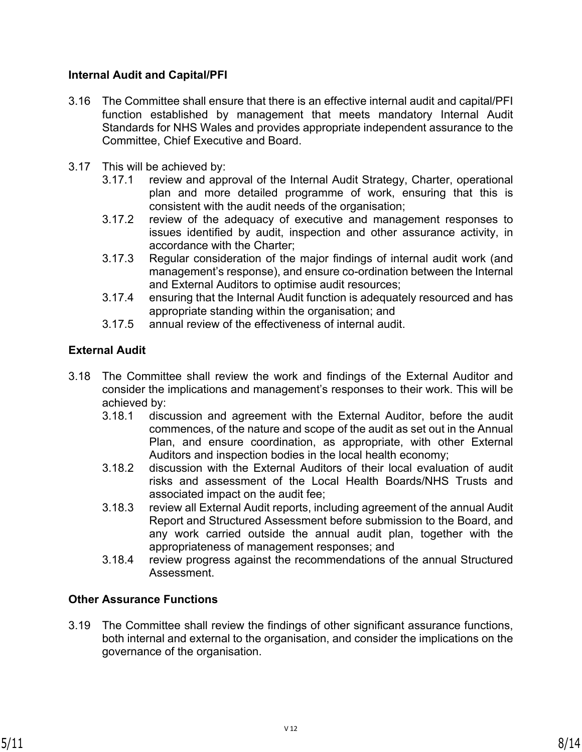**Internal Audit and Capital/PFI**

3.16 The Committee shall ensure that there is an effective internal audit and capital/PFI function established by management that meets mandatory Internal Audit Standards for NHS Wales and provides appropriate independent assurance to the Committee, Chief Executive and Board.

3.17 This will be achieved by:

- 3.17.1 review and approval of the Internal Audit Strategy, Charter, operational plan and more detailed programme of work, ensuring that this is consistent with the audit needs of the organisation;
- 3.17.2 review of the adequacy of executive and management responses to issues identified by audit, inspection and other assurance activity, in accordance with the Charter;
- 3.17.3 Regular consideration of the major findings of internal audit work (and management's response), and ensure co-ordination between the Internal and External Auditors to optimise audit resources;
- 3.17.4 ensuring that the Internal Audit function is adequately resourced and has appropriate standing within the organisation; and
- 3.17.5 annual review of the effectiveness of internal audit.

**External Audit**

3.18 The Committee shall review the work and findings of the External Auditor and consider the implications and management's responses to their work. This will be achieved by:

- 3.18.1 discussion and agreement with the External Auditor, before the audit commences, of the nature and scope of the audit as set out in the Annual Plan, and ensure coordination, as appropriate, with other External Auditors and inspection bodies in the local health economy;
- 3.18.2 discussion with the External Auditors of their local evaluation of audit risks and assessment of the Local Health Boards/NHS Trusts and associated impact on the audit fee;
- 3.18.3 review all External Audit reports, including agreement of the annual Audit Report and Structured Assessment before submission to the Board, and any work carried outside the annual audit plan, together with the appropriateness of management responses; and
- 3.18.4 review progress against the recommendations of the annual Structured Assessment.

**Other Assurance Functions**

3.19 The Committee shall review the findings of other significant assurance functions, both internal and external to the organisation, and consider the implications on the governance of the organisation.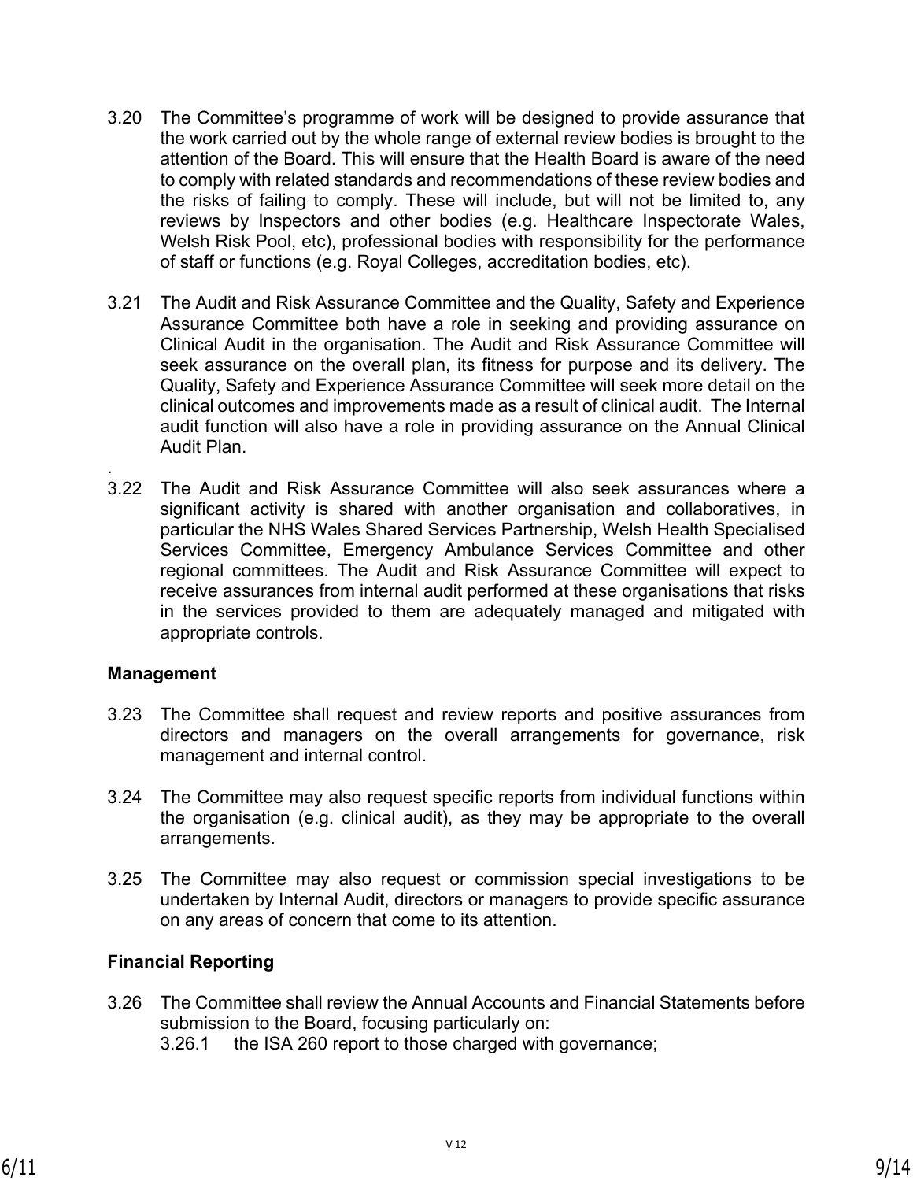3.20 The Committee's programme of work will be designed to provide assurance that the work carried out by the whole range of external review bodies is brought to the attention of the Board. This will ensure that the Health Board is aware of the need to comply with related standards and recommendations of these review bodies and the risks of failing to comply. These will include, but will not be limited to, any reviews by Inspectors and other bodies (e.g. Healthcare Inspectorate Wales, Welsh Risk Pool, etc), professional bodies with responsibility for the performance of staff or functions (e.g. Royal Colleges, accreditation bodies, etc).

3.21 The Audit and Risk Assurance Committee and the Quality, Safety and Experience Assurance Committee both have a role in seeking and providing assurance on Clinical Audit in the organisation. The Audit and Risk Assurance Committee will seek assurance on the overall plan, its fitness for purpose and its delivery. The Quality, Safety and Experience Assurance Committee will seek more detail on the clinical outcomes and improvements made as a result of clinical audit. The Internal audit function will also have a role in providing assurance on the Annual Clinical Audit Plan.

.

3.22 The Audit and Risk Assurance Committee will also seek assurances where a significant activity is shared with another organisation and collaboratives, in particular the NHS Wales Shared Services Partnership, Welsh Health Specialised Services Committee, Emergency Ambulance Services Committee and other regional committees. The Audit and Risk Assurance Committee will expect to receive assurances from internal audit performed at these organisations that risks in the services provided to them are adequately managed and mitigated with appropriate controls.

**Management**

3.23 The Committee shall request and review reports and positive assurances from directors and managers on the overall arrangements for governance, risk management and internal control.

3.24 The Committee may also request specific reports from individual functions within the organisation (e.g. clinical audit), as they may be appropriate to the overall arrangements.

3.25 The Committee may also request or commission special investigations to be undertaken by Internal Audit, directors or managers to provide specific assurance on any areas of concern that come to its attention.

**Financial Reporting**

3.26 The Committee shall review the Annual Accounts and Financial Statements before submission to the Board, focusing particularly on:

3.26.1 the ISA 260 report to those charged with governance;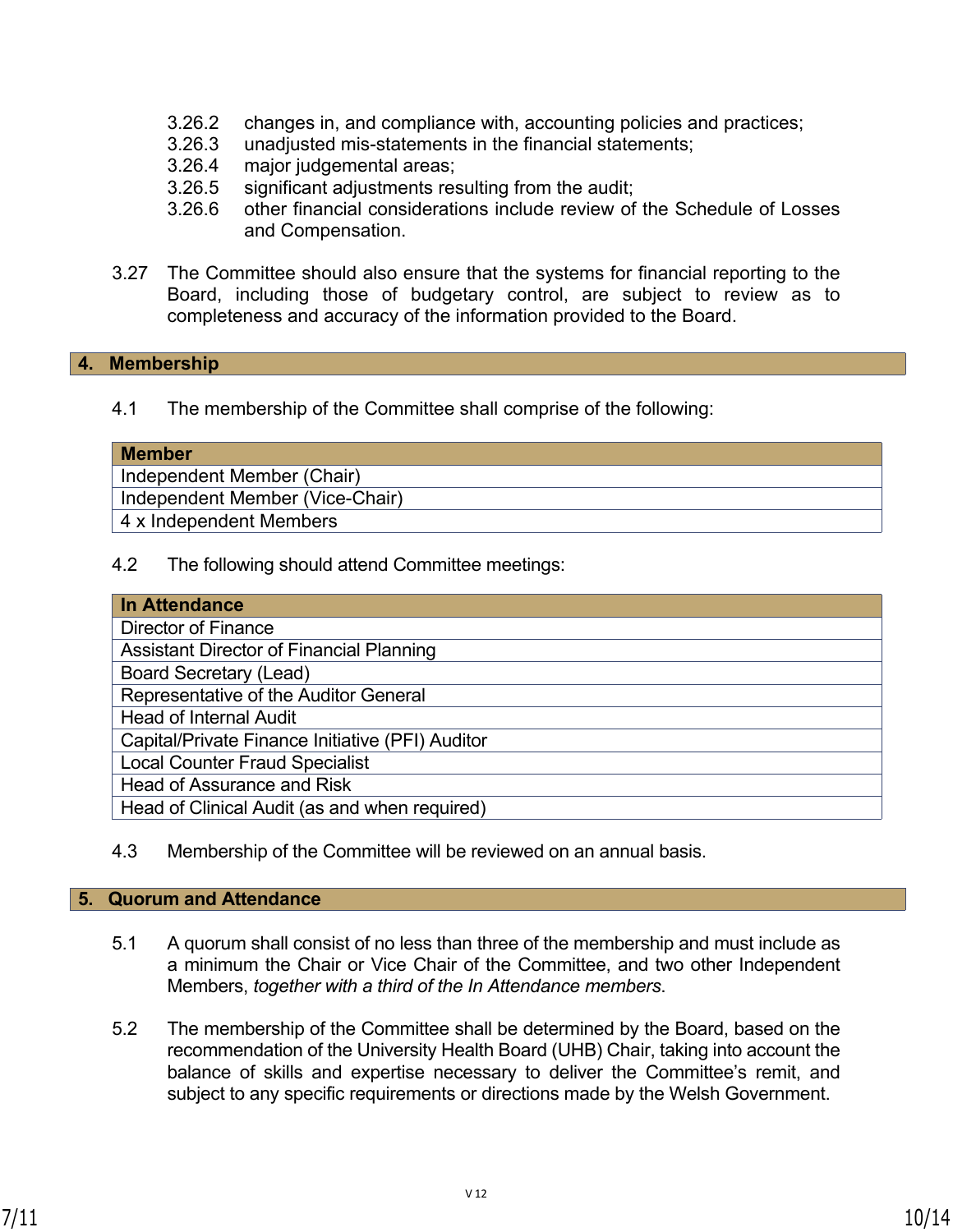3.26.2 changes in, and compliance with, accounting policies and practices;
3.26.3 unadjusted mis-statements in the financial statements;
3.26.4 major judgemental areas;
3.26.5 significant adjustments resulting from the audit;
3.26.6 other financial considerations include review of the Schedule of Losses and Compensation.

3.27 The Committee should also ensure that the systems for financial reporting to the Board, including those of budgetary control, are subject to review as to completeness and accuracy of the information provided to the Board.

## 4. Membership

4.1 The membership of the Committee shall comprise of the following:

| Member |
|---|
| Independent Member (Chair) |
| Independent Member (Vice-Chair) |
| 4 x Independent Members |

4.2 The following should attend Committee meetings:

| In Attendance |
|---|
| Director of Finance |
| Assistant Director of Financial Planning |
| Board Secretary (Lead) |
| Representative of the Auditor General |
| Head of Internal Audit |
| Capital/Private Finance Initiative (PFI) Auditor |
| Local Counter Fraud Specialist |
| Head of Assurance and Risk |
| Head of Clinical Audit (as and when required) |

4.3 Membership of the Committee will be reviewed on an annual basis.

## 5. Quorum and Attendance

5.1 A quorum shall consist of no less than three of the membership and must include as a minimum the Chair or Vice Chair of the Committee, and two other Independent Members, *together with a third of the In Attendance members*.

5.2 The membership of the Committee shall be determined by the Board, based on the recommendation of the University Health Board (UHB) Chair, taking into account the balance of skills and expertise necessary to deliver the Committee's remit, and subject to any specific requirements or directions made by the Welsh Government.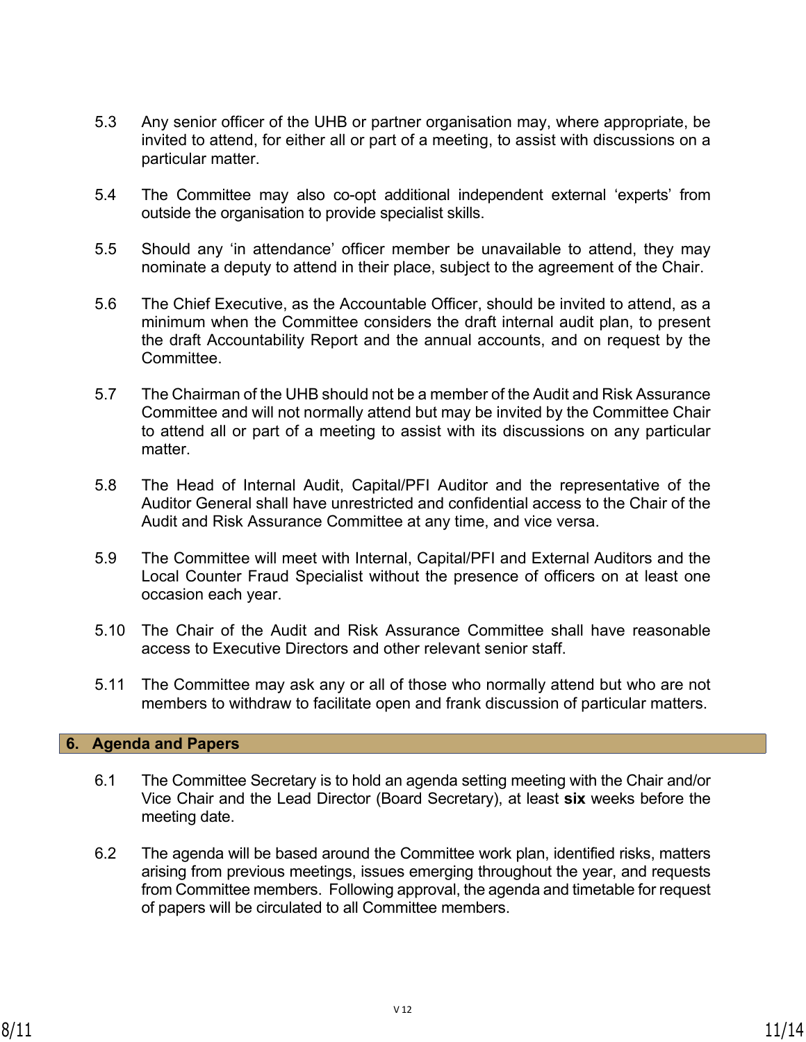5.3 Any senior officer of the UHB or partner organisation may, where appropriate, be invited to attend, for either all or part of a meeting, to assist with discussions on a particular matter.

5.4 The Committee may also co-opt additional independent external ‘experts’ from outside the organisation to provide specialist skills.

5.5 Should any ‘in attendance’ officer member be unavailable to attend, they may nominate a deputy to attend in their place, subject to the agreement of the Chair.

5.6 The Chief Executive, as the Accountable Officer, should be invited to attend, as a minimum when the Committee considers the draft internal audit plan, to present the draft Accountability Report and the annual accounts, and on request by the Committee.

5.7 The Chairman of the UHB should not be a member of the Audit and Risk Assurance Committee and will not normally attend but may be invited by the Committee Chair to attend all or part of a meeting to assist with its discussions on any particular matter.

5.8 The Head of Internal Audit, Capital/PFI Auditor and the representative of the Auditor General shall have unrestricted and confidential access to the Chair of the Audit and Risk Assurance Committee at any time, and vice versa.

5.9 The Committee will meet with Internal, Capital/PFI and External Auditors and the Local Counter Fraud Specialist without the presence of officers on at least one occasion each year.

5.10 The Chair of the Audit and Risk Assurance Committee shall have reasonable access to Executive Directors and other relevant senior staff.

5.11 The Committee may ask any or all of those who normally attend but who are not members to withdraw to facilitate open and frank discussion of particular matters.

## 6. Agenda and Papers

6.1 The Committee Secretary is to hold an agenda setting meeting with the Chair and/or Vice Chair and the Lead Director (Board Secretary), at least **six** weeks before the meeting date.

6.2 The agenda will be based around the Committee work plan, identified risks, matters arising from previous meetings, issues emerging throughout the year, and requests from Committee members. Following approval, the agenda and timetable for request of papers will be circulated to all Committee members.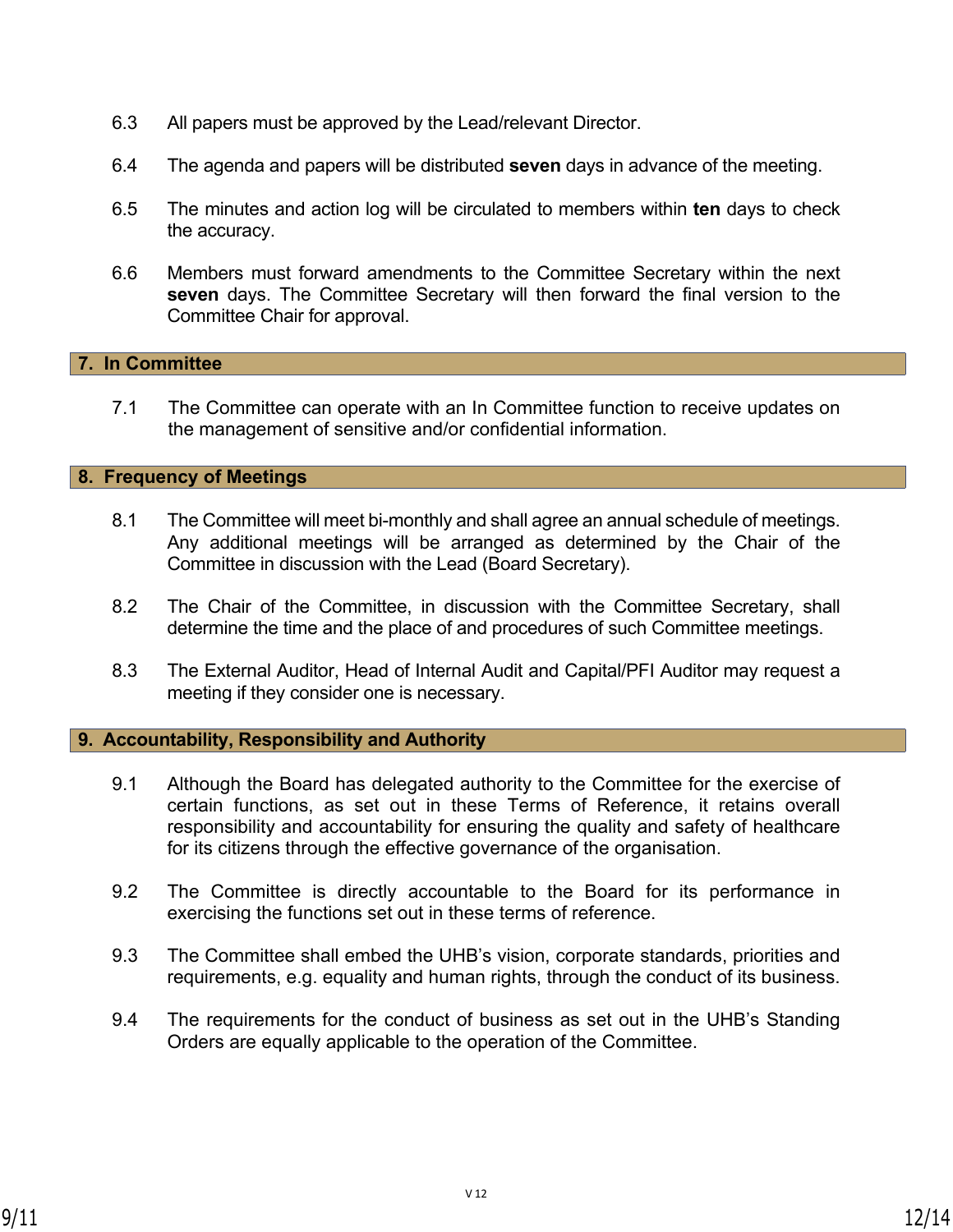6.3 All papers must be approved by the Lead/relevant Director.

6.4 The agenda and papers will be distributed **seven** days in advance of the meeting.

6.5 The minutes and action log will be circulated to members within **ten** days to check the accuracy.

6.6 Members must forward amendments to the Committee Secretary within the next **seven** days. The Committee Secretary will then forward the final version to the Committee Chair for approval.

## 7. In Committee

7.1 The Committee can operate with an In Committee function to receive updates on the management of sensitive and/or confidential information.

## 8. Frequency of Meetings

8.1 The Committee will meet bi-monthly and shall agree an annual schedule of meetings. Any additional meetings will be arranged as determined by the Chair of the Committee in discussion with the Lead (Board Secretary).

8.2 The Chair of the Committee, in discussion with the Committee Secretary, shall determine the time and the place of and procedures of such Committee meetings.

8.3 The External Auditor, Head of Internal Audit and Capital/PFI Auditor may request a meeting if they consider one is necessary.

## 9. Accountability, Responsibility and Authority

9.1 Although the Board has delegated authority to the Committee for the exercise of certain functions, as set out in these Terms of Reference, it retains overall responsibility and accountability for ensuring the quality and safety of healthcare for its citizens through the effective governance of the organisation.

9.2 The Committee is directly accountable to the Board for its performance in exercising the functions set out in these terms of reference.

9.3 The Committee shall embed the UHB's vision, corporate standards, priorities and requirements, e.g. equality and human rights, through the conduct of its business.

9.4 The requirements for the conduct of business as set out in the UHB's Standing Orders are equally applicable to the operation of the Committee.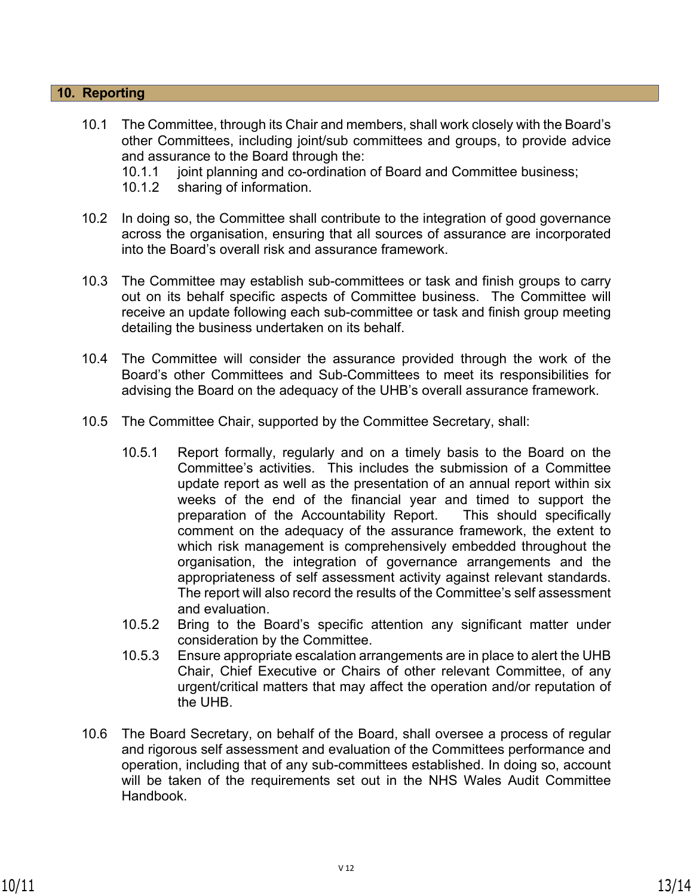## 10. Reporting

10.1 The Committee, through its Chair and members, shall work closely with the Board's other Committees, including joint/sub committees and groups, to provide advice and assurance to the Board through the:

- 10.1.1 joint planning and co-ordination of Board and Committee business;
- 10.1.2 sharing of information.

10.2 In doing so, the Committee shall contribute to the integration of good governance across the organisation, ensuring that all sources of assurance are incorporated into the Board's overall risk and assurance framework.

10.3 The Committee may establish sub-committees or task and finish groups to carry out on its behalf specific aspects of Committee business. The Committee will receive an update following each sub-committee or task and finish group meeting detailing the business undertaken on its behalf.

10.4 The Committee will consider the assurance provided through the work of the Board's other Committees and Sub-Committees to meet its responsibilities for advising the Board on the adequacy of the UHB's overall assurance framework.

10.5 The Committee Chair, supported by the Committee Secretary, shall:

- 10.5.1 Report formally, regularly and on a timely basis to the Board on the Committee's activities. This includes the submission of a Committee update report as well as the presentation of an annual report within six weeks of the end of the financial year and timed to support the preparation of the Accountability Report. This should specifically comment on the adequacy of the assurance framework, the extent to which risk management is comprehensively embedded throughout the organisation, the integration of governance arrangements and the appropriateness of self assessment activity against relevant standards. The report will also record the results of the Committee's self assessment and evaluation.
- 10.5.2 Bring to the Board's specific attention any significant matter under consideration by the Committee.
- 10.5.3 Ensure appropriate escalation arrangements are in place to alert the UHB Chair, Chief Executive or Chairs of other relevant Committee, of any urgent/critical matters that may affect the operation and/or reputation of the UHB.

10.6 The Board Secretary, on behalf of the Board, shall oversee a process of regular and rigorous self assessment and evaluation of the Committees performance and operation, including that of any sub-committees established. In doing so, account will be taken of the requirements set out in the NHS Wales Audit Committee Handbook.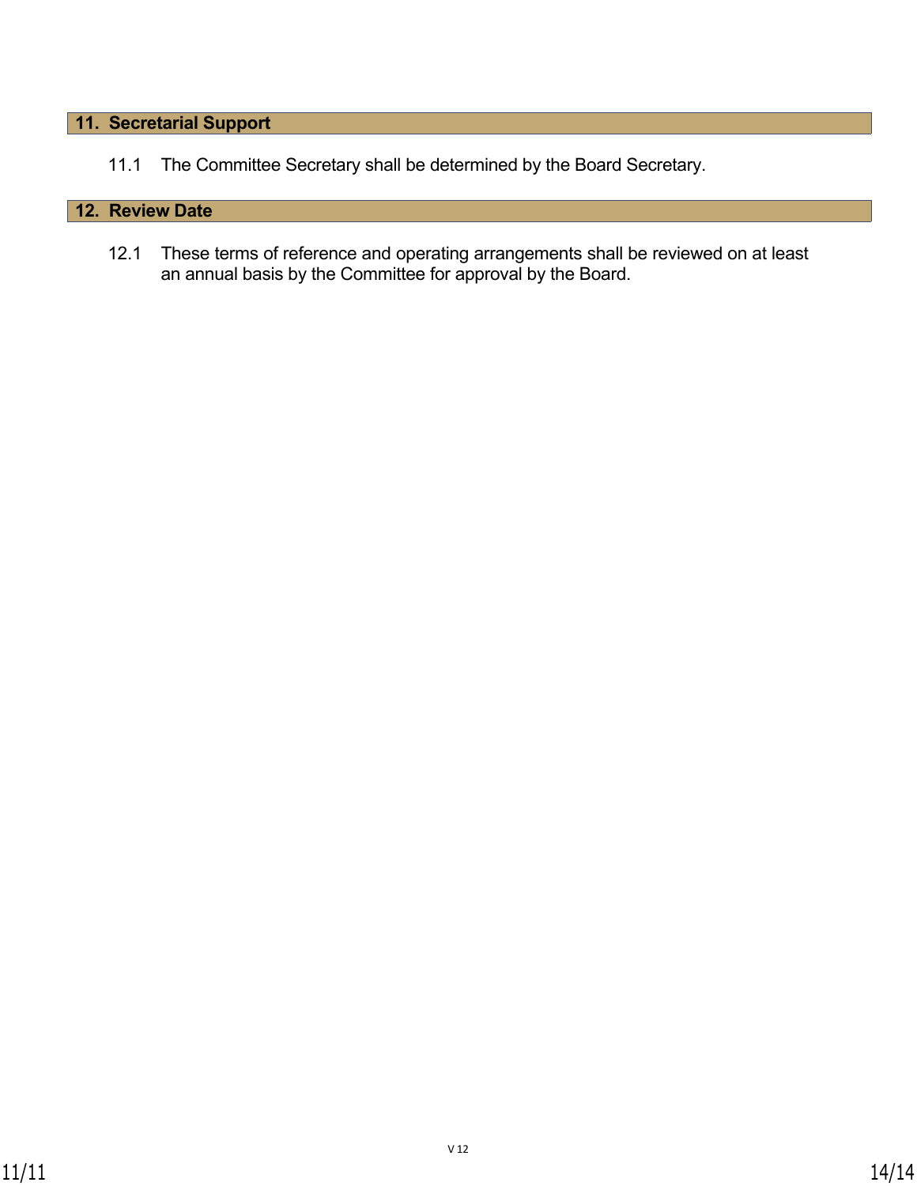## 11. Secretarial Support

11.1 The Committee Secretary shall be determined by the Board Secretary.

## 12. Review Date

12.1 These terms of reference and operating arrangements shall be reviewed on at least an annual basis by the Committee for approval by the Board.